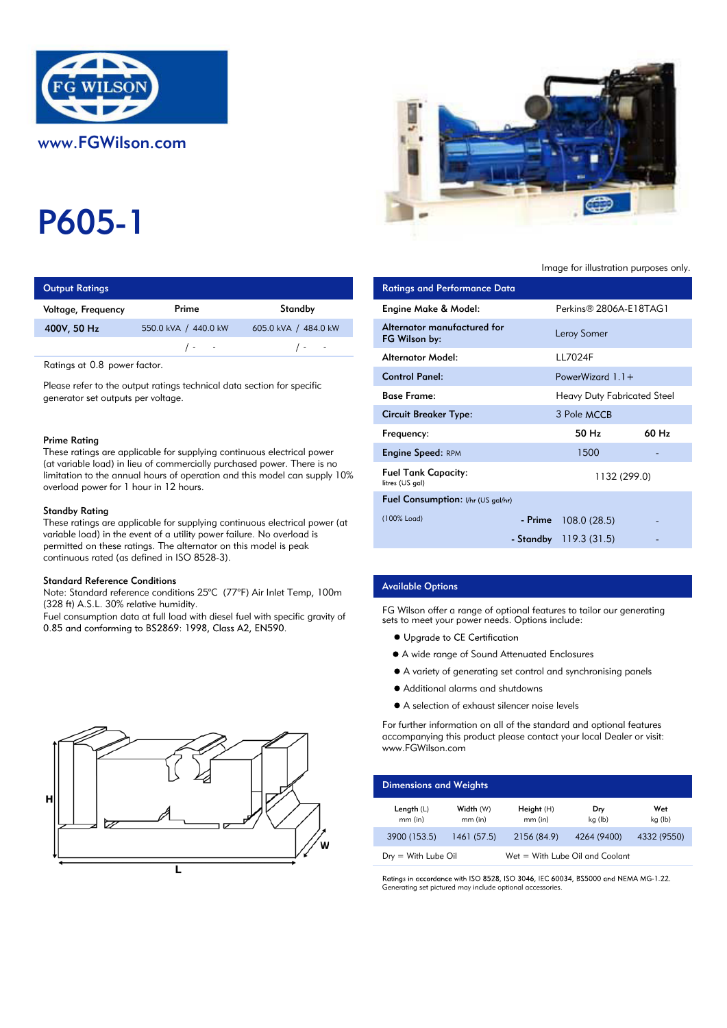FG WILSON

www.FGWilson.com

# P605-1

Image for illustration purposes only.

## Output Ratings

| Voltage, Frequency | Prime | Standby |
|---|---|---|
| 400V, 50 Hz | 550.0 kVA / 440.0 kW | 605.0 kVA / 484.0 kW |
| | / - - | / - - |

Ratings at 0.8 power factor.

Please refer to the output ratings technical data section for specific generator set outputs per voltage.

### Prime Rating

These ratings are applicable for supplying continuous electrical power (at variable load) in lieu of commercially purchased power. There is no limitation to the annual hours of operation and this model can supply 10% overload power for 1 hour in 12 hours.

### Standby Rating

These ratings are applicable for supplying continuous electrical power (at variable load) in the event of a utility power failure. No overload is permitted on these ratings. The alternator on this model is peak continuous rated (as defined in ISO 8528-3).

### Standard Reference Conditions

Note: Standard reference conditions 25°C (77°F) Air Inlet Temp, 100m (328 ft) A.S.L. 30% relative humidity.
Fuel consumption data at full load with diesel fuel with specific gravity of 0.85 and conforming to BS2869: 1998, Class A2, EN590.

## Ratings and Performance Data

| | | |
|---|---|---|
| Engine Make & Model: | Perkins® 2806A-E18TAG1 | |
| Alternator manufactured for FG Wilson by: | Leroy Somer | |
| Alternator Model: | LL7024F | |
| Control Panel: | PowerWizard 1.1+ | |
| Base Frame: | Heavy Duty Fabricated Steel | |
| Circuit Breaker Type: | 3 Pole MCCB | |
| Frequency: | 50 Hz | 60 Hz |
| Engine Speed: RPM | 1500 | - |
| Fuel Tank Capacity: litres (US gal) | 1132 (299.0) | |
| Fuel Consumption: l/hr (US gal/hr) | | |
| (100% Load) - Prime | 108.0 (28.5) | - |
| - Standby | 119.3 (31.5) | - |

## Available Options

FG Wilson offer a range of optional features to tailor our generating sets to meet your power needs. Options include:

- Upgrade to CE Certification
- A wide range of Sound Attenuated Enclosures
- A variety of generating set control and synchronising panels
- Additional alarms and shutdowns
- A selection of exhaust silencer noise levels

For further information on all of the standard and optional features accompanying this product please contact your local Dealer or visit: www.FGWilson.com

## Dimensions and Weights

| Length (L) mm (in) | Width (W) mm (in) | Height (H) mm (in) | Dry kg (lb) | Wet kg (lb) |
|---|---|---|---|---|
| 3900 (153.5) | 1461 (57.5) | 2156 (84.9) | 4264 (9400) | 4332 (9550) |

Dry = With Lube Oil    Wet = With Lube Oil and Coolant

Ratings in accordance with ISO 8528, ISO 3046, IEC 60034, BS5000 and NEMA MG-1.22.
Generating set pictured may include optional accessories.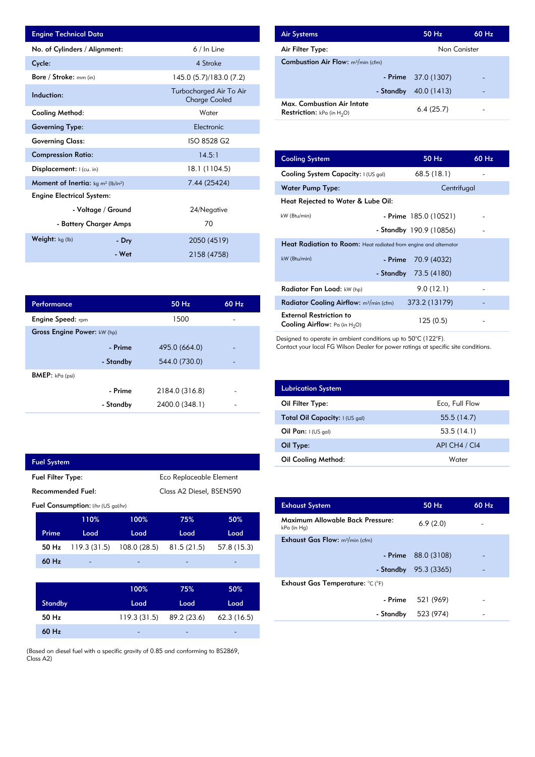## Engine Technical Data

| Engine Technical Data | | |
|---|---|---|
| No. of Cylinders / Alignment: | | 6 / In Line |
| Cycle: | | 4 Stroke |
| Bore / Stroke: mm (in) | | 145.0 (5.7)/183.0 (7.2) |
| Induction: | | Turbocharged Air To Air Charge Cooled |
| Cooling Method: | | Water |
| Governing Type: | | Electronic |
| Governing Class: | | ISO 8528 G2 |
| Compression Ratio: | | 14.5:1 |
| Displacement: l (cu. in) | | 18.1 (1104.5) |
| Moment of Inertia: kg m² (lb/in²) | | 7.44 (25424) |
| Engine Electrical System: | | |
| | - Voltage / Ground | 24/Negative |
| | - Battery Charger Amps | 70 |
| Weight: kg (lb) | - Dry | 2050 (4519) |
| | - Wet | 2158 (4758) |

## Performance

| Performance | | 50 Hz | 60 Hz |
|---|---|---|---|
| Engine Speed: rpm | | 1500 | - |
| Gross Engine Power: kW (hp) | | | |
| | - Prime | 495.0 (664.0) | - |
| | - Standby | 544.0 (730.0) | - |
| BMEP: kPa (psi) | | | |
| | - Prime | 2184.0 (316.8) | - |
| | - Standby | 2400.0 (348.1) | - |

## Fuel System

| Fuel System | |
|---|---|
| Fuel Filter Type: | Eco Replaceable Element |
| Recommended Fuel: | Class A2 Diesel, BSEN590 |

Fuel Consumption: l/hr (US gal/hr)

| Prime | 110% Load | 100% Load | 75% Load | 50% Load |
|---|---|---|---|---|
| 50 Hz | 119.3 (31.5) | 108.0 (28.5) | 81.5 (21.5) | 57.8 (15.3) |
| 60 Hz | - | - | - | - |

| Standby | 100% Load | 75% Load | 50% Load |
|---|---|---|---|
| 50 Hz | 119.3 (31.5) | 89.2 (23.6) | 62.3 (16.5) |
| 60 Hz | - | - | - |

(Based on diesel fuel with a specific gravity of 0.85 and conforming to BS2869, Class A2)

## Air Systems

| Air Systems | | 50 Hz | 60 Hz |
|---|---|---|---|
| Air Filter Type: | | Non Canister | |
| Combustion Air Flow: m³/min (cfm) | | | |
| | - Prime | 37.0 (1307) | - |
| | - Standby | 40.0 (1413) | - |
| Max. Combustion Air Intate Restriction: kPa (in $H_2O$) | | 6.4 (25.7) | - |

## Cooling System

| Cooling System | | 50 Hz | 60 Hz |
|---|---|---|---|
| Cooling System Capacity: l (US gal) | | 68.5 (18.1) | - |
| Water Pump Type: | | Centrifugal | |
| Heat Rejected to Water & Lube Oil: | | | |
| kW (Btu/min) | - Prime | 185.0 (10521) | - |
| | - Standby | 190.9 (10856) | - |
| Heat Radiation to Room: Heat radiated from engine and alternator | | | |
| kW (Btu/min) | - Prime | 70.9 (4032) | |
| | - Standby | 73.5 (4180) | |
| Radiator Fan Load: kW (hp) | | 9.0 (12.1) | - |
| Radiator Cooling Airflow: m³/min (cfm) | | 373.2 (13179) | - |
| External Restriction to Cooling Airflow: Pa (in $H_2O$) | | 125 (0.5) | - |

Designed to operate in ambient conditions up to 50°C (122°F).
Contact your local FG Wilson Dealer for power ratings at specific site conditions.

## Lubrication System

| Lubrication System | |
|---|---|
| Oil Filter Type: | Eco, Full Flow |
| Total Oil Capacity: l (US gal) | 55.5 (14.7) |
| Oil Pan: l (US gal) | 53.5 (14.1) |
| Oil Type: | API CH4 / CI4 |
| Oil Cooling Method: | Water |

## Exhaust System

| Exhaust System | | 50 Hz | 60 Hz |
|---|---|---|---|
| Maximum Allowable Back Pressure: kPa (in Hg) | | 6.9 (2.0) | - |
| Exhaust Gas Flow: m³/min (cfm) | | | |
| | - Prime | 88.0 (3108) | - |
| | - Standby | 95.3 (3365) | - |
| Exhaust Gas Temperature: °C (°F) | | | |
| | - Prime | 521 (969) | - |
| | - Standby | 523 (974) | - |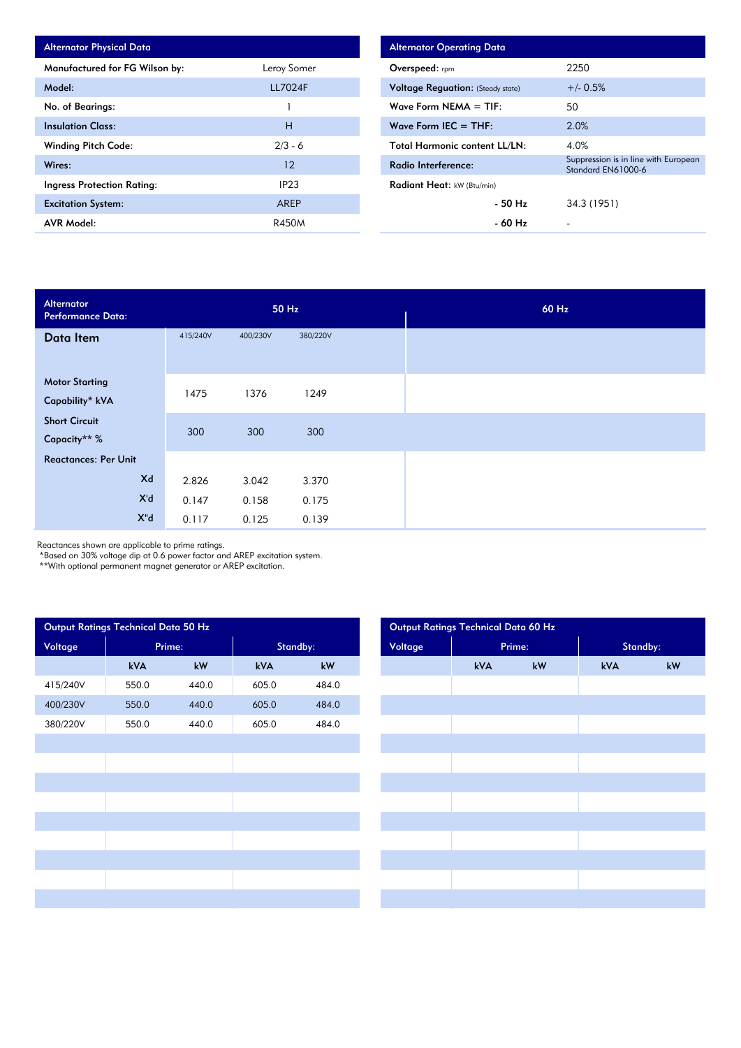| Alternator Physical Data | |
|---|---|
| Manufactured for FG Wilson by: | Leroy Somer |
| Model: | LL7024F |
| No. of Bearings: | 1 |
| Insulation Class: | H |
| Winding Pitch Code: | 2/3 - 6 |
| Wires: | 12 |
| Ingress Protection Rating: | IP23 |
| Excitation System: | AREP |
| AVR Model: | R450M |

| Alternator Operating Data | |
|---|---|
| Overspeed: rpm | 2250 |
| Voltage Reguation: (Steady state) | +/- 0.5% |
| Wave Form NEMA = TIF: | 50 |
| Wave Form IEC = THF: | 2.0% |
| Total Harmonic content LL/LN: | 4.0% |
| Radio Interference: | Suppression is in line with European Standard EN61000-6 |
| Radiant Heat: kW (Btu/min) | |
| - 50 Hz | 34.3 (1951) |
| - 60 Hz | - |

| Alternator Performance Data: | 50 Hz | | | 60 Hz |
|---|---|---|---|---|
| Data Item | 415/240V | 400/230V | 380/220V | |
| Motor Starting Capability* kVA | 1475 | 1376 | 1249 | |
| Short Circuit Capacity** % | 300 | 300 | 300 | |
| Reactances: Per Unit | | | | |
| Xd | 2.826 | 3.042 | 3.370 | |
| X'd | 0.147 | 0.158 | 0.175 | |
| X"d | 0.117 | 0.125 | 0.139 | |

Reactances shown are applicable to prime ratings.
*Based on 30% voltage dip at 0.6 power factor and AREP excitation system.
**With optional permanent magnet generator or AREP excitation.

| Output Ratings Technical Data 50 Hz | | | | |
|---|---|---|---|---|
| Voltage | Prime: | | Standby: | |
| | kVA | kW | kVA | kW |
| 415/240V | 550.0 | 440.0 | 605.0 | 484.0 |
| 400/230V | 550.0 | 440.0 | 605.0 | 484.0 |
| 380/220V | 550.0 | 440.0 | 605.0 | 484.0 |

| Output Ratings Technical Data 60 Hz | | | | |
|---|---|---|---|---|
| Voltage | Prime: | | Standby: | |
| | kVA | kW | kVA | kW |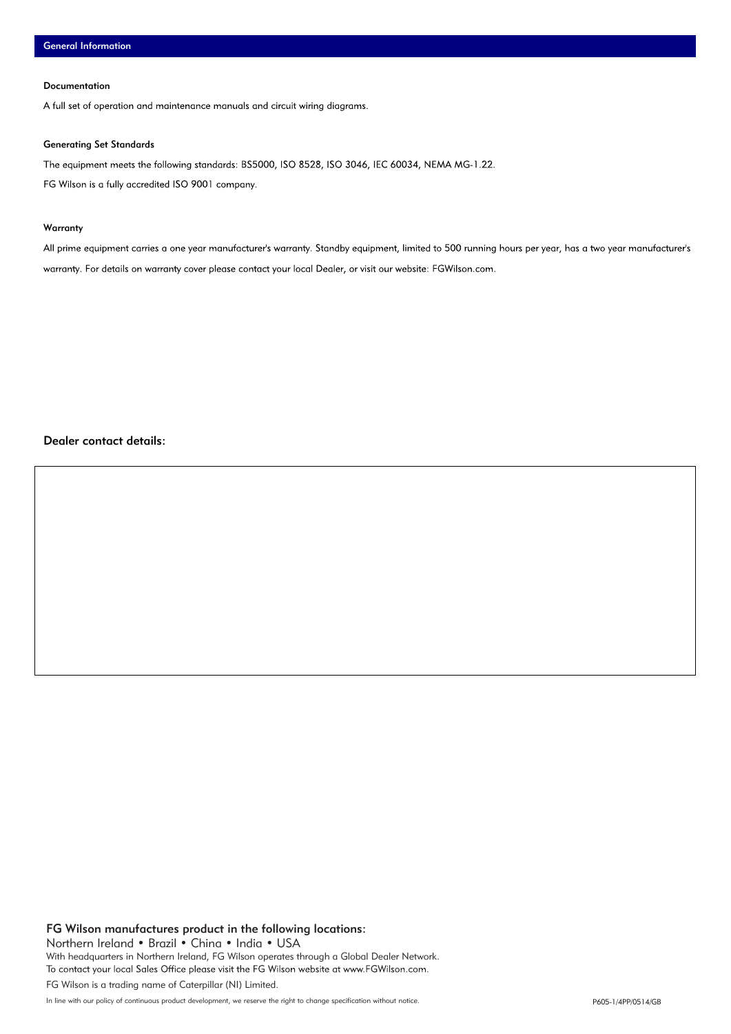## General Information

### Documentation

A full set of operation and maintenance manuals and circuit wiring diagrams.

### Generating Set Standards

The equipment meets the following standards: BS5000, ISO 8528, ISO 3046, IEC 60034, NEMA MG-1.22.

FG Wilson is a fully accredited ISO 9001 company.

### Warranty

All prime equipment carries a one year manufacturer's warranty. Standby equipment, limited to 500 running hours per year, has a two year manufacturer's warranty. For details on warranty cover please contact your local Dealer, or visit our website: FGWilson.com.

### Dealer contact details:

### FG Wilson manufactures product in the following locations:

Northern Ireland • Brazil • China • India • USA

With headquarters in Northern Ireland, FG Wilson operates through a Global Dealer Network.
To contact your local Sales Office please visit the FG Wilson website at www.FGWilson.com.

FG Wilson is a trading name of Caterpillar (NI) Limited.

In line with our policy of continuous product development, we reserve the right to change specification without notice.

P605-1/4PP/0514/GB